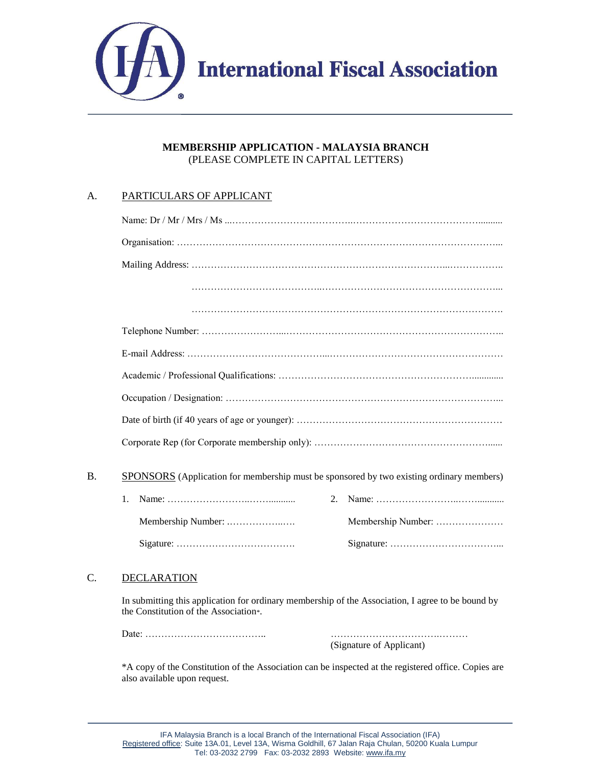# International Fiscal Association

**MEMBERSHIP APPLICATION - MALAYSIA BRANCH**
(PLEASE COMPLETE IN CAPITAL LETTERS)

## A. PARTICULARS OF APPLICANT

Name: Dr / Mr / Mrs / Ms ..................................................................................

Organisation: ..................................................................................

Mailing Address: ..................................................................................

..................................................................................

..................................................................................

Telephone Number: ..................................................................................

E-mail Address: ..................................................................................

Academic / Professional Qualifications: ..................................................................................

Occupation / Designation: ..................................................................................

Date of birth (if 40 years of age or younger): ..................................................................................

Corporate Rep (for Corporate membership only): ..................................................................................

## B. SPONSORS (Application for membership must be sponsored by two existing ordinary members)

1. Name: ..................................

   Membership Number: ..................................

   Sigature: ..................................

2. Name: ..................................

   Membership Number: ..................................

   Signature: ..................................

## C. DECLARATION

In submitting this application for ordinary membership of the Association, I agree to be bound by the Constitution of the Association*.

Date: ..................................

..................................
(Signature of Applicant)

*A copy of the Constitution of the Association can be inspected at the registered office. Copies are also available upon request.

IFA Malaysia Branch is a local Branch of the International Fiscal Association (IFA)
Registered office: Suite 13A.01, Level 13A, Wisma Goldhill, 67 Jalan Raja Chulan, 50200 Kuala Lumpur
Tel: 03-2032 2799 Fax: 03-2032 2893 Website: www.ifa.my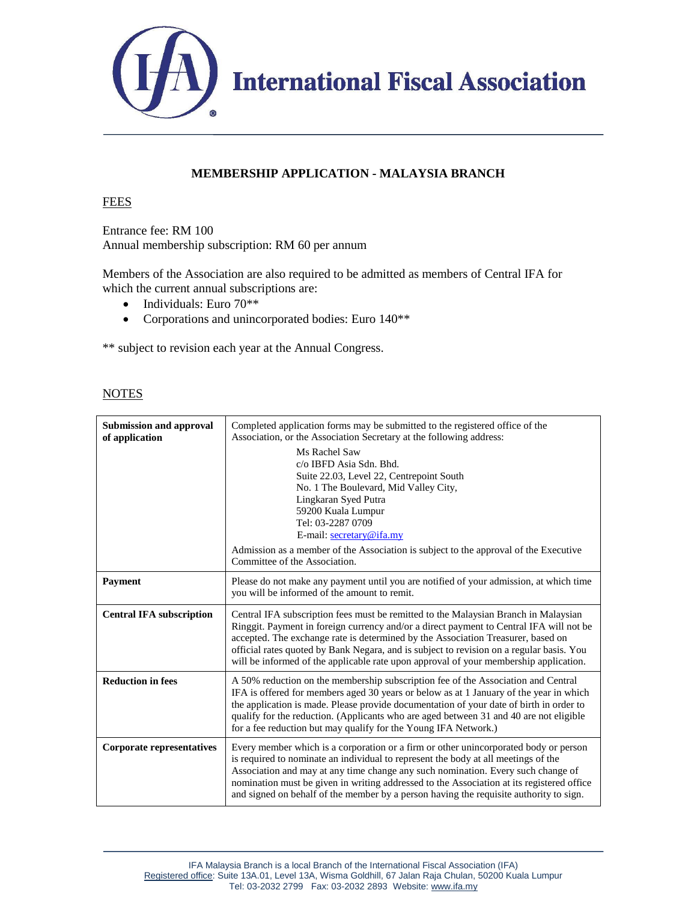# International Fiscal Association

**MEMBERSHIP APPLICATION - MALAYSIA BRANCH**

FEES

Entrance fee: RM 100
Annual membership subscription: RM 60 per annum

Members of the Association are also required to be admitted as members of Central IFA for which the current annual subscriptions are:

- Individuals: Euro 70**
- Corporations and unincorporated bodies: Euro 140**

** subject to revision each year at the Annual Congress.

NOTES

| | |
|---|---|
| **Submission and approval of application** | Completed application forms may be submitted to the registered office of the Association, or the Association Secretary at the following address:<br>Ms Rachel Saw<br>c/o IBFD Asia Sdn. Bhd.<br>Suite 22.03, Level 22, Centrepoint South<br>No. 1 The Boulevard, Mid Valley City,<br>Lingkaran Syed Putra<br>59200 Kuala Lumpur<br>Tel: 03-2287 0709<br>E-mail: secretary@ifa.my<br>Admission as a member of the Association is subject to the approval of the Executive Committee of the Association. |
| **Payment** | Please do not make any payment until you are notified of your admission, at which time you will be informed of the amount to remit. |
| **Central IFA subscription** | Central IFA subscription fees must be remitted to the Malaysian Branch in Malaysian Ringgit. Payment in foreign currency and/or a direct payment to Central IFA will not be accepted. The exchange rate is determined by the Association Treasurer, based on official rates quoted by Bank Negara, and is subject to revision on a regular basis. You will be informed of the applicable rate upon approval of your membership application. |
| **Reduction in fees** | A 50% reduction on the membership subscription fee of the Association and Central IFA is offered for members aged 30 years or below as at 1 January of the year in which the application is made. Please provide documentation of your date of birth in order to qualify for the reduction. (Applicants who are aged between 31 and 40 are not eligible for a fee reduction but may qualify for the Young IFA Network.) |
| **Corporate representatives** | Every member which is a corporation or a firm or other unincorporated body or person is required to nominate an individual to represent the body at all meetings of the Association and may at any time change any such nomination. Every such change of nomination must be given in writing addressed to the Association at its registered office and signed on behalf of the member by a person having the requisite authority to sign. |

IFA Malaysia Branch is a local Branch of the International Fiscal Association (IFA)
Registered office: Suite 13A.01, Level 13A, Wisma Goldhill, 67 Jalan Raja Chulan, 50200 Kuala Lumpur
Tel: 03-2032 2799 Fax: 03-2032 2893 Website: www.ifa.my